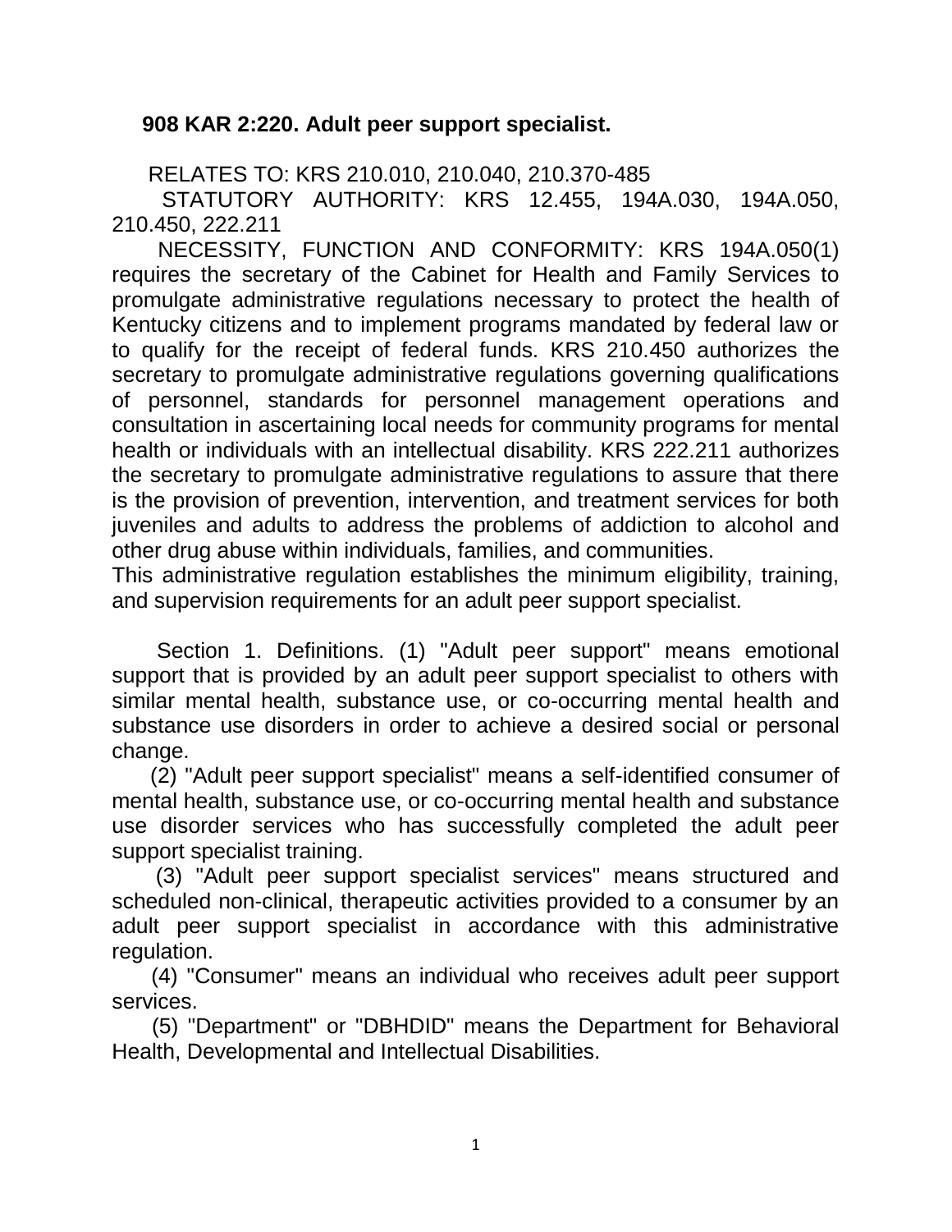**908 KAR 2:220. Adult peer support specialist.**

RELATES TO: KRS 210.010, 210.040, 210.370-485

STATUTORY AUTHORITY: KRS 12.455, 194A.030, 194A.050, 210.450, 222.211

NECESSITY, FUNCTION AND CONFORMITY: KRS 194A.050(1) requires the secretary of the Cabinet for Health and Family Services to promulgate administrative regulations necessary to protect the health of Kentucky citizens and to implement programs mandated by federal law or to qualify for the receipt of federal funds. KRS 210.450 authorizes the secretary to promulgate administrative regulations governing qualifications of personnel, standards for personnel management operations and consultation in ascertaining local needs for community programs for mental health or individuals with an intellectual disability. KRS 222.211 authorizes the secretary to promulgate administrative regulations to assure that there is the provision of prevention, intervention, and treatment services for both juveniles and adults to address the problems of addiction to alcohol and other drug abuse within individuals, families, and communities.
This administrative regulation establishes the minimum eligibility, training, and supervision requirements for an adult peer support specialist.

Section 1. Definitions. (1) "Adult peer support" means emotional support that is provided by an adult peer support specialist to others with similar mental health, substance use, or co-occurring mental health and substance use disorders in order to achieve a desired social or personal change.

(2) "Adult peer support specialist" means a self-identified consumer of mental health, substance use, or co-occurring mental health and substance use disorder services who has successfully completed the adult peer support specialist training.

(3) "Adult peer support specialist services" means structured and scheduled non-clinical, therapeutic activities provided to a consumer by an adult peer support specialist in accordance with this administrative regulation.

(4) "Consumer" means an individual who receives adult peer support services.

(5) "Department" or "DBHDID" means the Department for Behavioral Health, Developmental and Intellectual Disabilities.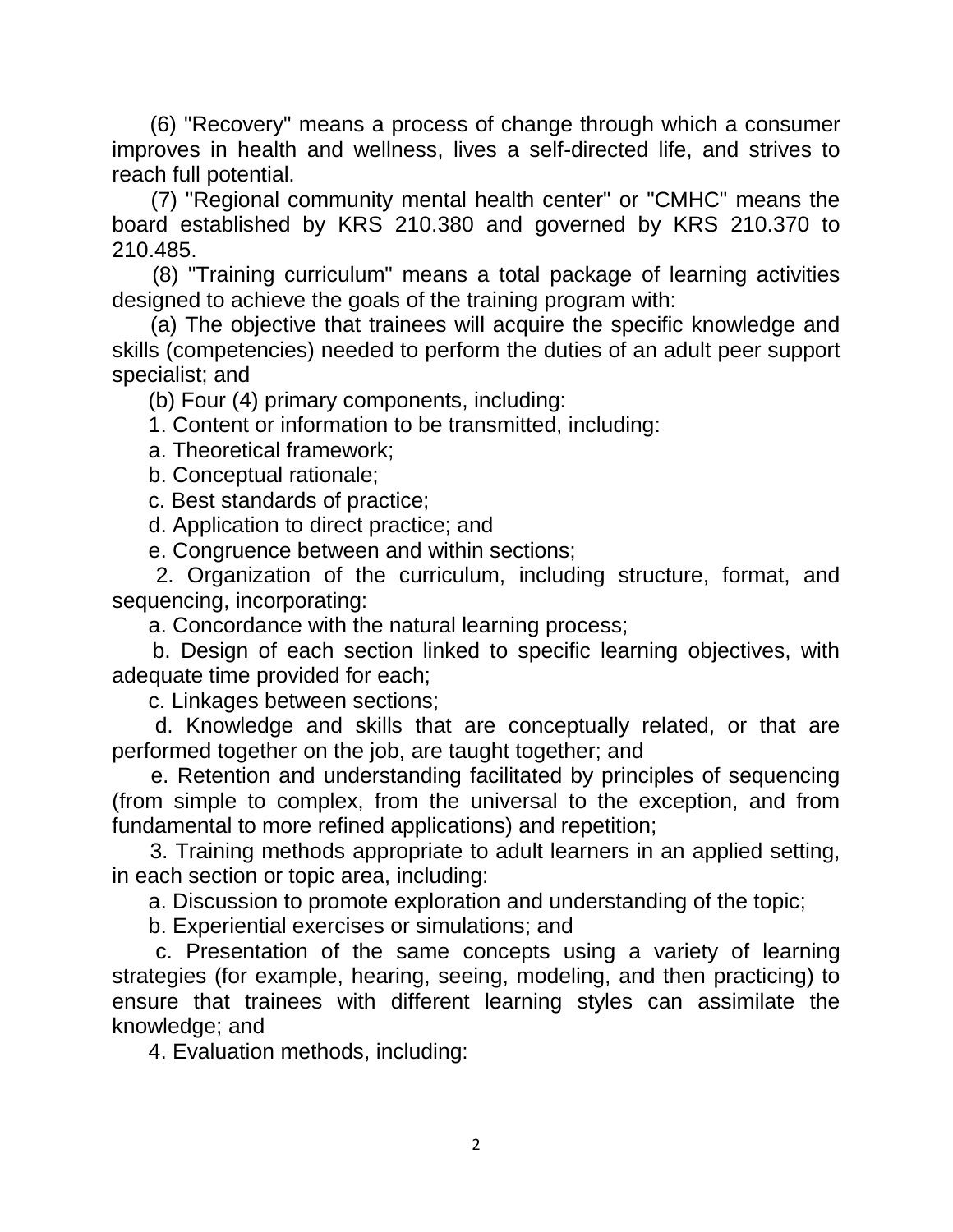(6) "Recovery" means a process of change through which a consumer improves in health and wellness, lives a self-directed life, and strives to reach full potential.

(7) "Regional community mental health center" or "CMHC" means the board established by KRS 210.380 and governed by KRS 210.370 to 210.485.

(8) "Training curriculum" means a total package of learning activities designed to achieve the goals of the training program with:

(a) The objective that trainees will acquire the specific knowledge and skills (competencies) needed to perform the duties of an adult peer support specialist; and

(b) Four (4) primary components, including:

1. Content or information to be transmitted, including:

a. Theoretical framework;

b. Conceptual rationale;

c. Best standards of practice;

d. Application to direct practice; and

e. Congruence between and within sections;

2. Organization of the curriculum, including structure, format, and sequencing, incorporating:

a. Concordance with the natural learning process;

b. Design of each section linked to specific learning objectives, with adequate time provided for each;

c. Linkages between sections;

d. Knowledge and skills that are conceptually related, or that are performed together on the job, are taught together; and

e. Retention and understanding facilitated by principles of sequencing (from simple to complex, from the universal to the exception, and from fundamental to more refined applications) and repetition;

3. Training methods appropriate to adult learners in an applied setting, in each section or topic area, including:

a. Discussion to promote exploration and understanding of the topic;

b. Experiential exercises or simulations; and

c. Presentation of the same concepts using a variety of learning strategies (for example, hearing, seeing, modeling, and then practicing) to ensure that trainees with different learning styles can assimilate the knowledge; and

4. Evaluation methods, including: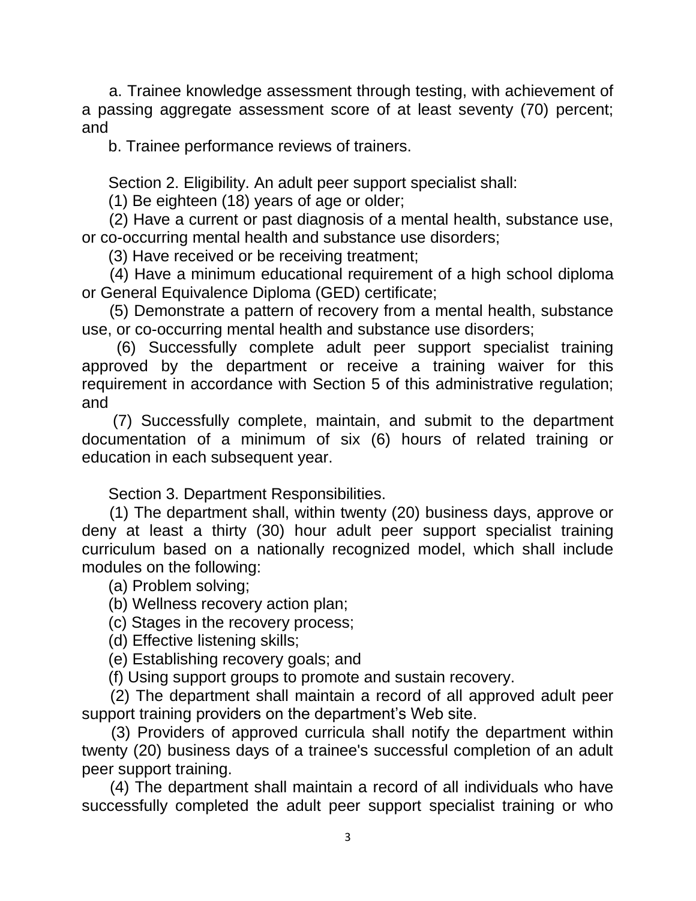a. Trainee knowledge assessment through testing, with achievement of a passing aggregate assessment score of at least seventy (70) percent; and

b. Trainee performance reviews of trainers.

Section 2. Eligibility. An adult peer support specialist shall:

(1) Be eighteen (18) years of age or older;

(2) Have a current or past diagnosis of a mental health, substance use, or co-occurring mental health and substance use disorders;

(3) Have received or be receiving treatment;

(4) Have a minimum educational requirement of a high school diploma or General Equivalence Diploma (GED) certificate;

(5) Demonstrate a pattern of recovery from a mental health, substance use, or co-occurring mental health and substance use disorders;

(6) Successfully complete adult peer support specialist training approved by the department or receive a training waiver for this requirement in accordance with Section 5 of this administrative regulation; and

(7) Successfully complete, maintain, and submit to the department documentation of a minimum of six (6) hours of related training or education in each subsequent year.

Section 3. Department Responsibilities.

(1) The department shall, within twenty (20) business days, approve or deny at least a thirty (30) hour adult peer support specialist training curriculum based on a nationally recognized model, which shall include modules on the following:

(a) Problem solving;

(b) Wellness recovery action plan;

(c) Stages in the recovery process;

(d) Effective listening skills;

(e) Establishing recovery goals; and

(f) Using support groups to promote and sustain recovery.

(2) The department shall maintain a record of all approved adult peer support training providers on the department's Web site.

(3) Providers of approved curricula shall notify the department within twenty (20) business days of a trainee's successful completion of an adult peer support training.

(4) The department shall maintain a record of all individuals who have successfully completed the adult peer support specialist training or who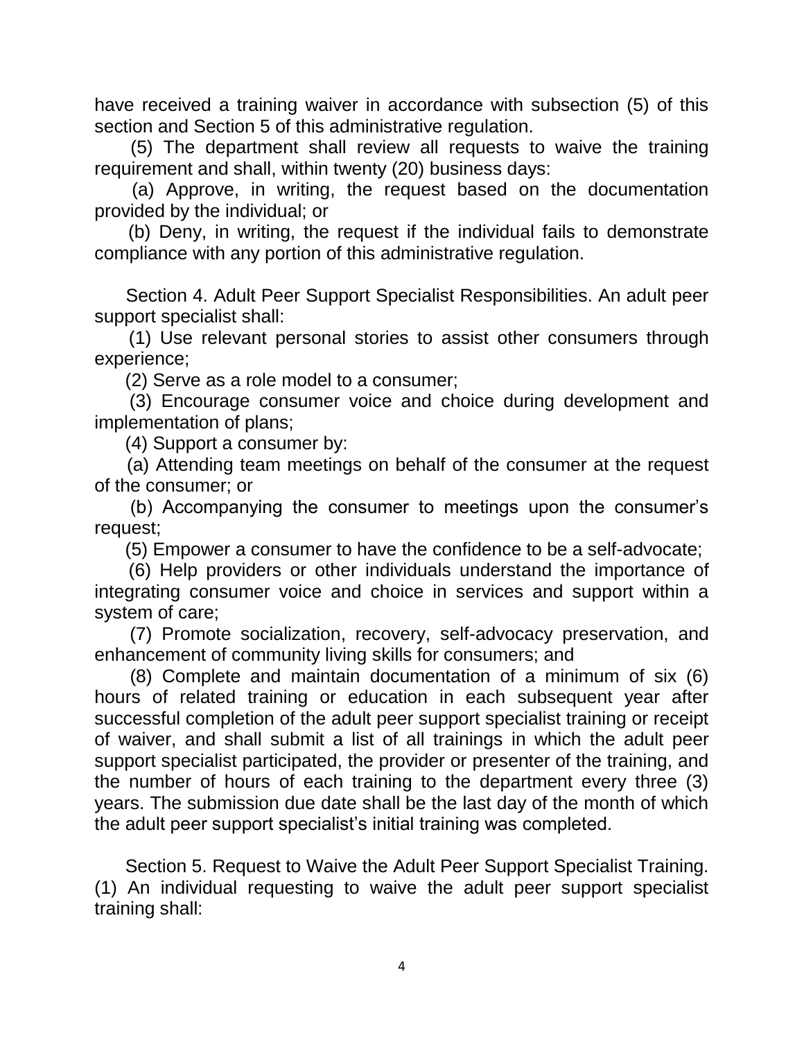have received a training waiver in accordance with subsection (5) of this section and Section 5 of this administrative regulation.

(5) The department shall review all requests to waive the training requirement and shall, within twenty (20) business days:

(a) Approve, in writing, the request based on the documentation provided by the individual; or

(b) Deny, in writing, the request if the individual fails to demonstrate compliance with any portion of this administrative regulation.

Section 4. Adult Peer Support Specialist Responsibilities. An adult peer support specialist shall:

(1) Use relevant personal stories to assist other consumers through experience;

(2) Serve as a role model to a consumer;

(3) Encourage consumer voice and choice during development and implementation of plans;

(4) Support a consumer by:

(a) Attending team meetings on behalf of the consumer at the request of the consumer; or

(b) Accompanying the consumer to meetings upon the consumer's request;

(5) Empower a consumer to have the confidence to be a self-advocate;

(6) Help providers or other individuals understand the importance of integrating consumer voice and choice in services and support within a system of care;

(7) Promote socialization, recovery, self-advocacy preservation, and enhancement of community living skills for consumers; and

(8) Complete and maintain documentation of a minimum of six (6) hours of related training or education in each subsequent year after successful completion of the adult peer support specialist training or receipt of waiver, and shall submit a list of all trainings in which the adult peer support specialist participated, the provider or presenter of the training, and the number of hours of each training to the department every three (3) years. The submission due date shall be the last day of the month of which the adult peer support specialist's initial training was completed.

Section 5. Request to Waive the Adult Peer Support Specialist Training. (1) An individual requesting to waive the adult peer support specialist training shall: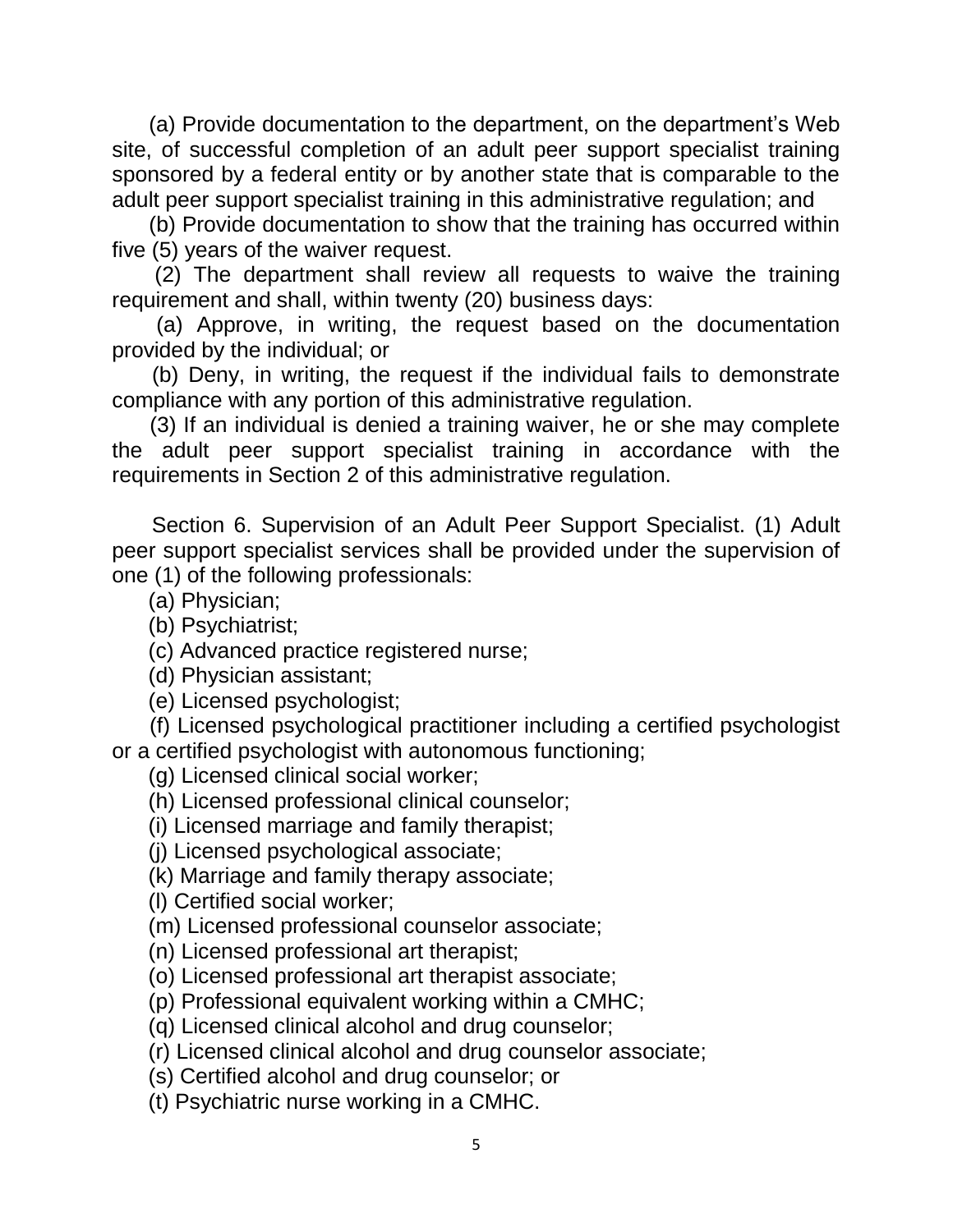(a) Provide documentation to the department, on the department's Web site, of successful completion of an adult peer support specialist training sponsored by a federal entity or by another state that is comparable to the adult peer support specialist training in this administrative regulation; and

(b) Provide documentation to show that the training has occurred within five (5) years of the waiver request.

(2) The department shall review all requests to waive the training requirement and shall, within twenty (20) business days:

(a) Approve, in writing, the request based on the documentation provided by the individual; or

(b) Deny, in writing, the request if the individual fails to demonstrate compliance with any portion of this administrative regulation.

(3) If an individual is denied a training waiver, he or she may complete the adult peer support specialist training in accordance with the requirements in Section 2 of this administrative regulation.

Section 6. Supervision of an Adult Peer Support Specialist. (1) Adult peer support specialist services shall be provided under the supervision of one (1) of the following professionals:

(a) Physician;

(b) Psychiatrist;

(c) Advanced practice registered nurse;

(d) Physician assistant;

(e) Licensed psychologist;

(f) Licensed psychological practitioner including a certified psychologist or a certified psychologist with autonomous functioning;

(g) Licensed clinical social worker;

(h) Licensed professional clinical counselor;

(i) Licensed marriage and family therapist;

(j) Licensed psychological associate;

(k) Marriage and family therapy associate;

(l) Certified social worker;

(m) Licensed professional counselor associate;

(n) Licensed professional art therapist;

(o) Licensed professional art therapist associate;

(p) Professional equivalent working within a CMHC;

(q) Licensed clinical alcohol and drug counselor;

(r) Licensed clinical alcohol and drug counselor associate;

(s) Certified alcohol and drug counselor; or

(t) Psychiatric nurse working in a CMHC.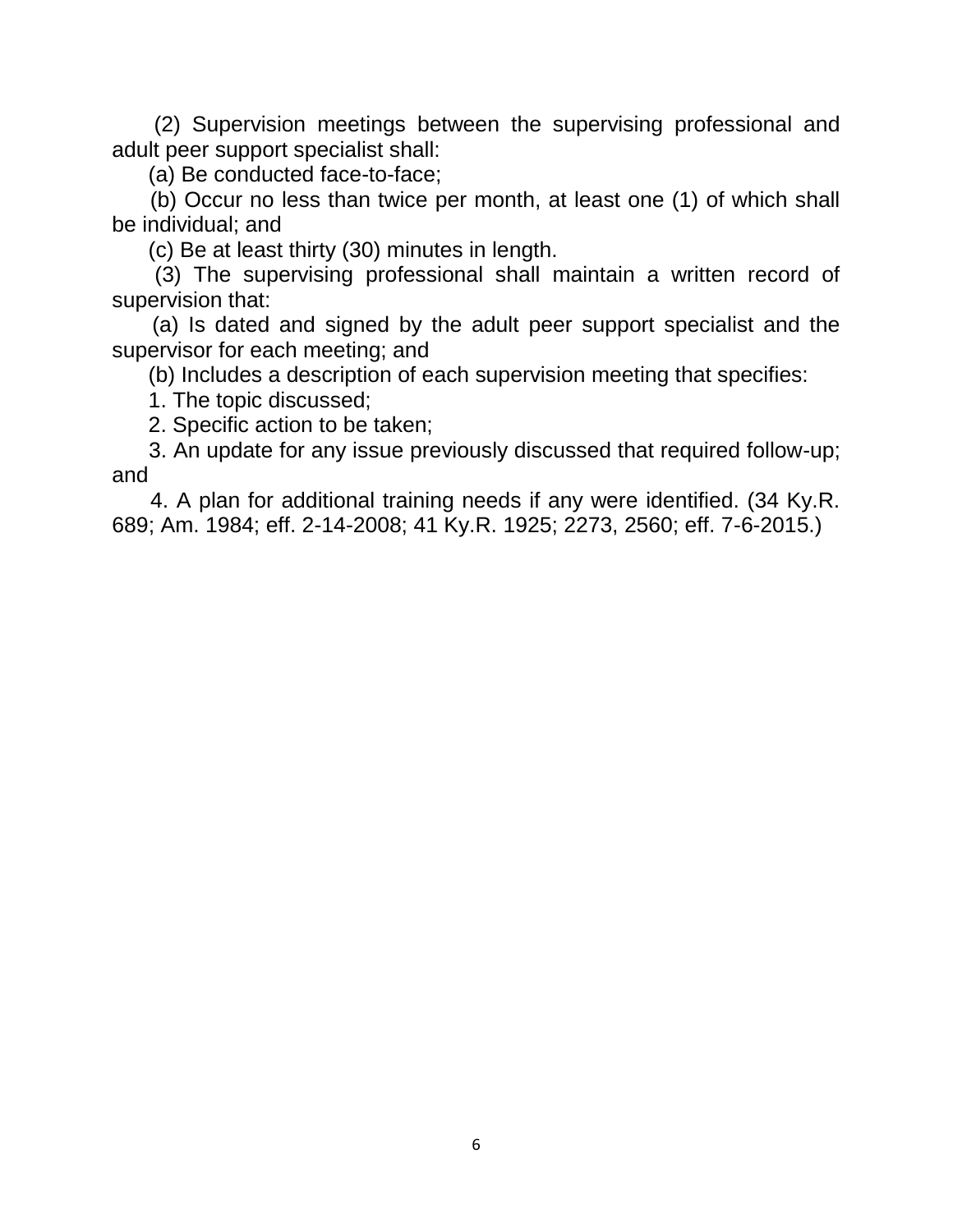(2) Supervision meetings between the supervising professional and adult peer support specialist shall:

(a) Be conducted face-to-face;

(b) Occur no less than twice per month, at least one (1) of which shall be individual; and

(c) Be at least thirty (30) minutes in length.

(3) The supervising professional shall maintain a written record of supervision that:

(a) Is dated and signed by the adult peer support specialist and the supervisor for each meeting; and

(b) Includes a description of each supervision meeting that specifies:

1. The topic discussed;

2. Specific action to be taken;

3. An update for any issue previously discussed that required follow-up; and

4. A plan for additional training needs if any were identified. (34 Ky.R. 689; Am. 1984; eff. 2-14-2008; 41 Ky.R. 1925; 2273, 2560; eff. 7-6-2015.)